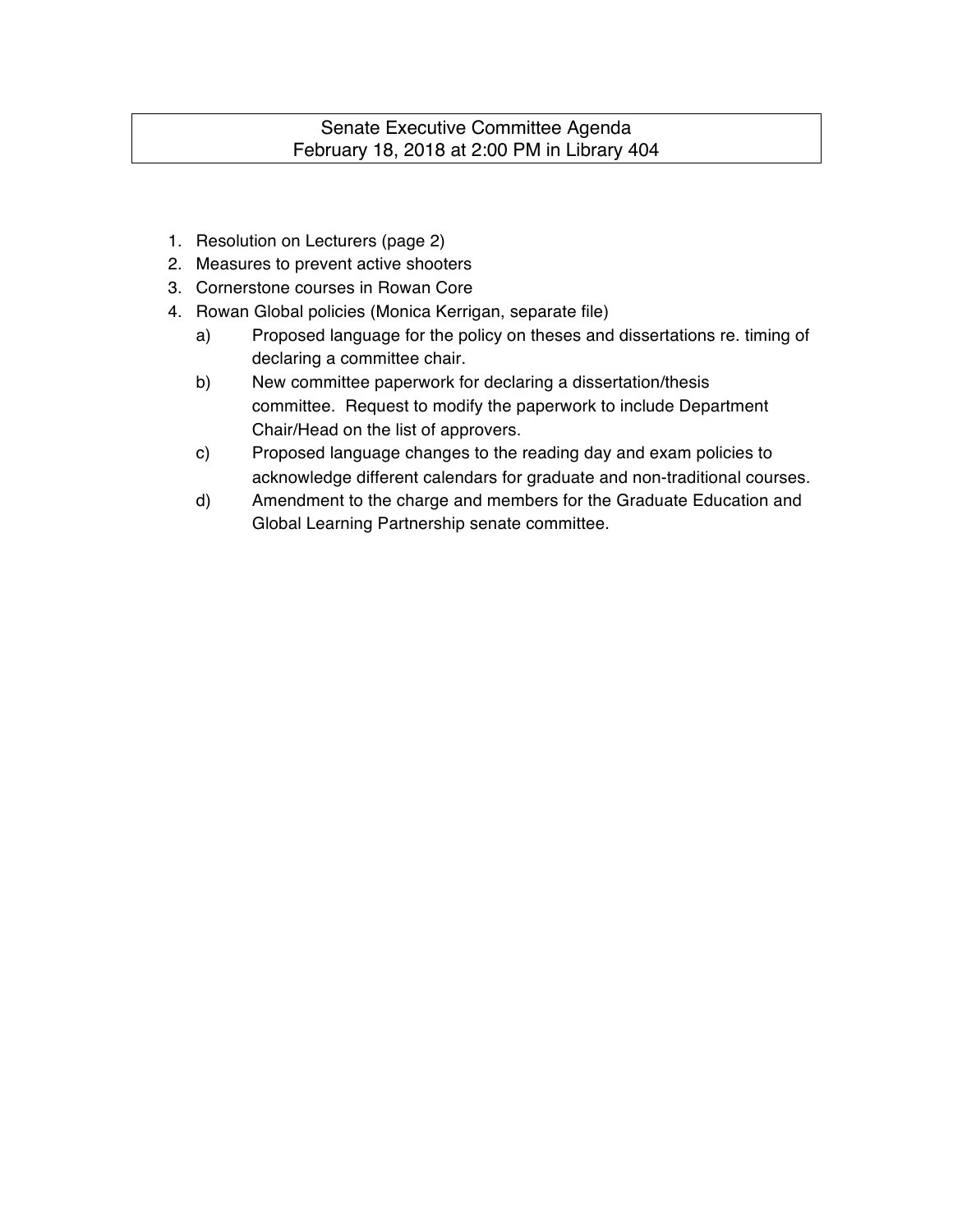# Senate Executive Committee Agenda
## February 18, 2018 at 2:00 PM in Library 404

1. Resolution on Lecturers (page 2)
2. Measures to prevent active shooters
3. Cornerstone courses in Rowan Core
4. Rowan Global policies (Monica Kerrigan, separate file)
   a) Proposed language for the policy on theses and dissertations re. timing of declaring a committee chair.
   b) New committee paperwork for declaring a dissertation/thesis committee. Request to modify the paperwork to include Department Chair/Head on the list of approvers.
   c) Proposed language changes to the reading day and exam policies to acknowledge different calendars for graduate and non-traditional courses.
   d) Amendment to the charge and members for the Graduate Education and Global Learning Partnership senate committee.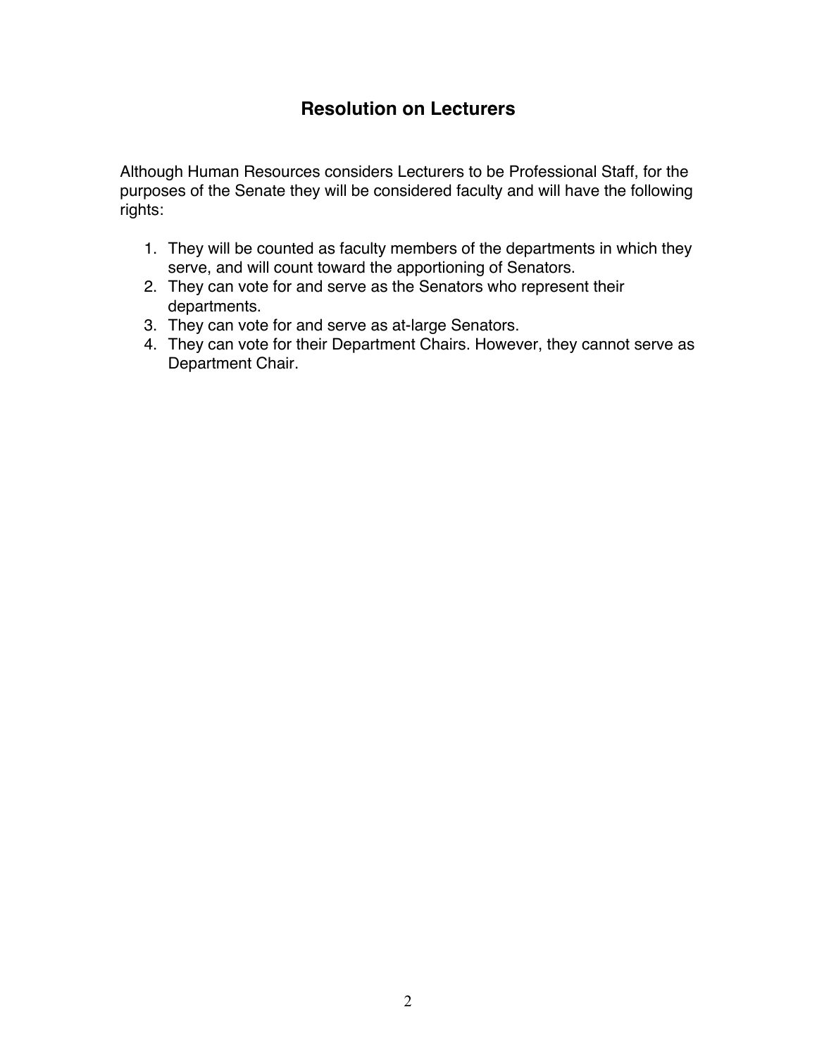## Resolution on Lecturers

Although Human Resources considers Lecturers to be Professional Staff, for the purposes of the Senate they will be considered faculty and will have the following rights:

1. They will be counted as faculty members of the departments in which they serve, and will count toward the apportioning of Senators.
2. They can vote for and serve as the Senators who represent their departments.
3. They can vote for and serve as at-large Senators.
4. They can vote for their Department Chairs. However, they cannot serve as Department Chair.